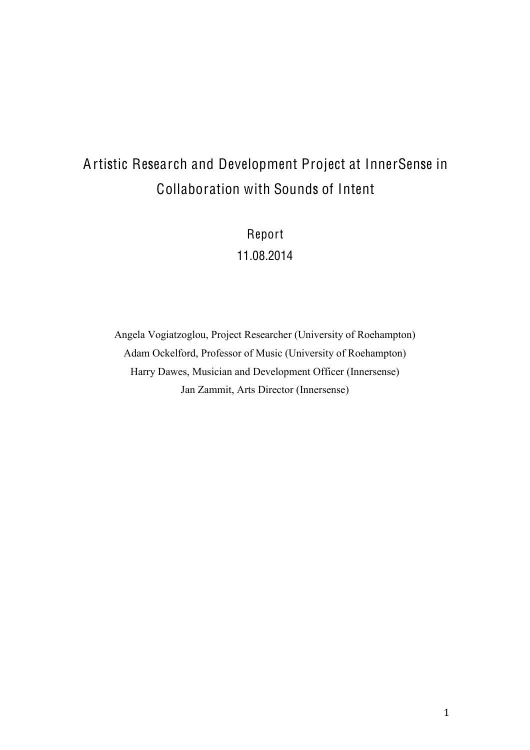# Artistic Research and Development Project at InnerSense in Collaboration with Sounds of Intent

Report

11.08.2014

Angela Vogiatzoglou, Project Researcher (University of Roehampton)
Adam Ockelford, Professor of Music (University of Roehampton)
Harry Dawes, Musician and Development Officer (Innersense)
Jan Zammit, Arts Director (Innersense)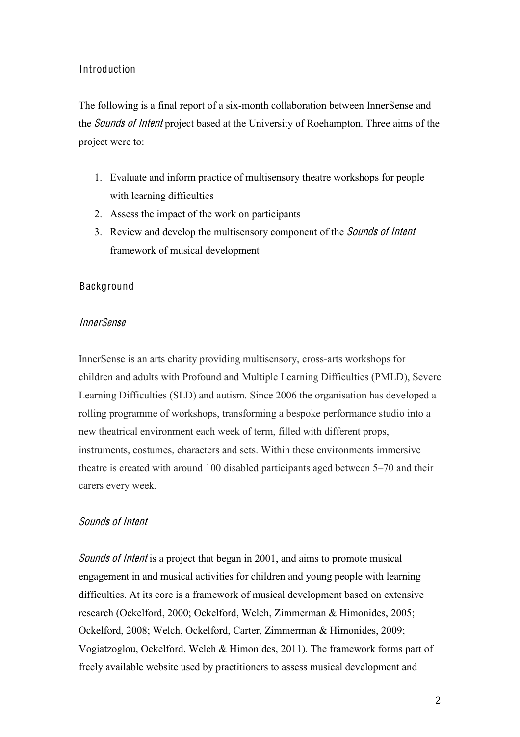## Introduction

The following is a final report of a six-month collaboration between InnerSense and the *Sounds of Intent* project based at the University of Roehampton. Three aims of the project were to:

1. Evaluate and inform practice of multisensory theatre workshops for people with learning difficulties
2. Assess the impact of the work on participants
3. Review and develop the multisensory component of the *Sounds of Intent* framework of musical development

## Background

### *InnerSense*

InnerSense is an arts charity providing multisensory, cross-arts workshops for children and adults with Profound and Multiple Learning Difficulties (PMLD), Severe Learning Difficulties (SLD) and autism. Since 2006 the organisation has developed a rolling programme of workshops, transforming a bespoke performance studio into a new theatrical environment each week of term, filled with different props, instruments, costumes, characters and sets. Within these environments immersive theatre is created with around 100 disabled participants aged between 5–70 and their carers every week.

### *Sounds of Intent*

*Sounds of Intent* is a project that began in 2001, and aims to promote musical engagement in and musical activities for children and young people with learning difficulties. At its core is a framework of musical development based on extensive research (Ockelford, 2000; Ockelford, Welch, Zimmerman & Himonides, 2005; Ockelford, 2008; Welch, Ockelford, Carter, Zimmerman & Himonides, 2009; Vogiatzoglou, Ockelford, Welch & Himonides, 2011). The framework forms part of freely available website used by practitioners to assess musical development and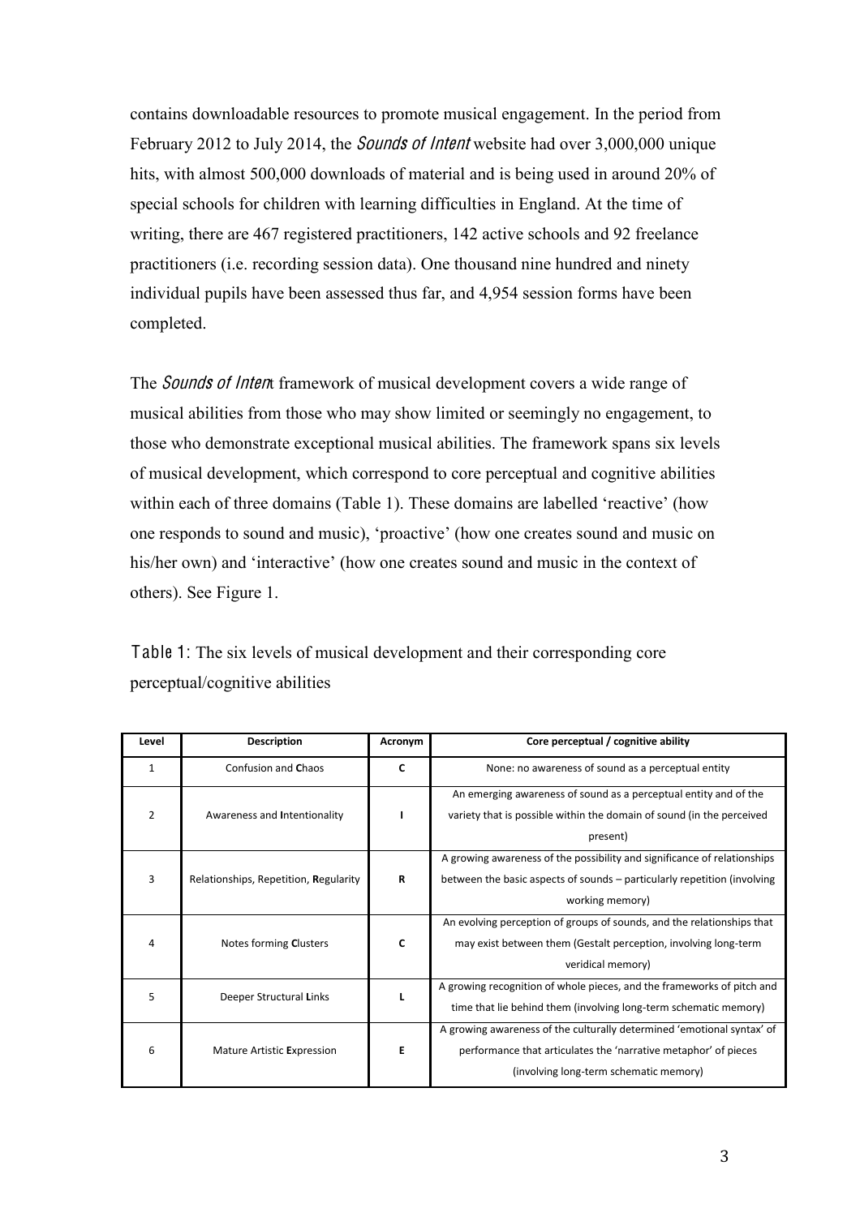contains downloadable resources to promote musical engagement. In the period from February 2012 to July 2014, the *Sounds of Intent* website had over 3,000,000 unique hits, with almost 500,000 downloads of material and is being used in around 20% of special schools for children with learning difficulties in England. At the time of writing, there are 467 registered practitioners, 142 active schools and 92 freelance practitioners (i.e. recording session data). One thousand nine hundred and ninety individual pupils have been assessed thus far, and 4,954 session forms have been completed.

The *Sounds of Intent* framework of musical development covers a wide range of musical abilities from those who may show limited or seemingly no engagement, to those who demonstrate exceptional musical abilities. The framework spans six levels of musical development, which correspond to core perceptual and cognitive abilities within each of three domains (Table 1). These domains are labelled 'reactive' (how one responds to sound and music), 'proactive' (how one creates sound and music on his/her own) and 'interactive' (how one creates sound and music in the context of others). See Figure 1.

Table 1: The six levels of musical development and their corresponding core perceptual/cognitive abilities

| Level | Description | Acronym | Core perceptual / cognitive ability |
|---|---|---|---|
| 1 | Confusion and **C**haos | **C** | None: no awareness of sound as a perceptual entity |
| 2 | Awareness and **I**ntentionality | **I** | An emerging awareness of sound as a perceptual entity and of the variety that is possible within the domain of sound (in the perceived present) |
| 3 | Relationships, Repetition, **R**egularity | **R** | A growing awareness of the possibility and significance of relationships between the basic aspects of sounds – particularly repetition (involving working memory) |
| 4 | Notes forming **C**lusters | **C** | An evolving perception of groups of sounds, and the relationships that may exist between them (Gestalt perception, involving long-term veridical memory) |
| 5 | Deeper Structural **L**inks | **L** | A growing recognition of whole pieces, and the frameworks of pitch and time that lie behind them (involving long-term schematic memory) |
| 6 | Mature Artistic **E**xpression | **E** | A growing awareness of the culturally determined 'emotional syntax' of performance that articulates the 'narrative metaphor' of pieces (involving long-term schematic memory) |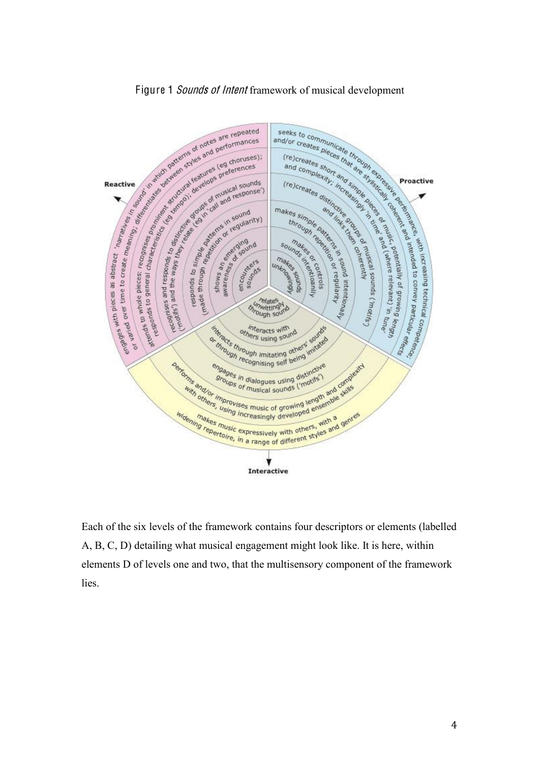Figure 1 *Sounds of Intent* framework of musical development

Each of the six levels of the framework contains four descriptors or elements (labelled A, B, C, D) detailing what musical engagement might look like. It is here, within elements D of levels one and two, that the multisensory component of the framework lies.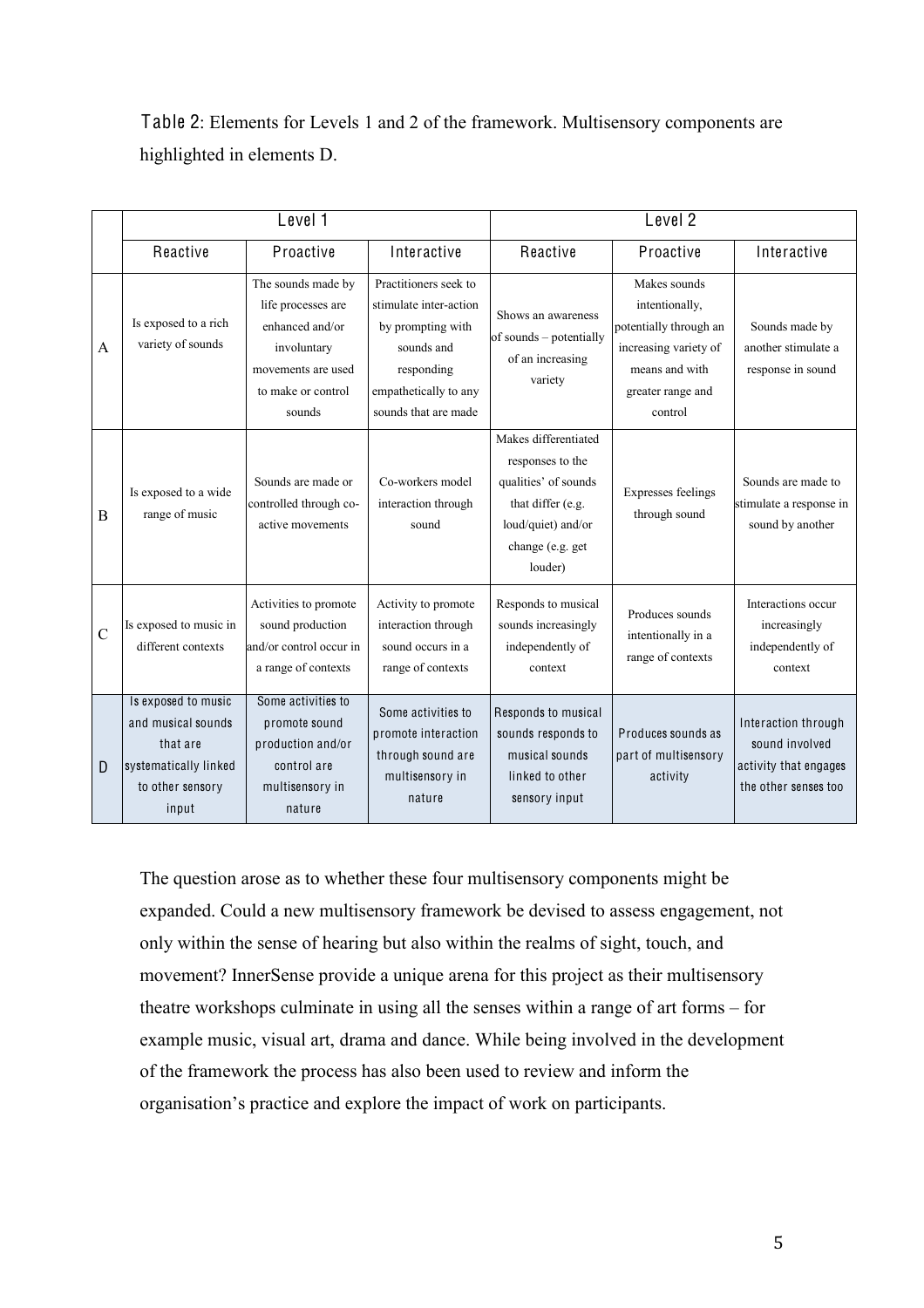**Table 2**: Elements for Levels 1 and 2 of the framework. Multisensory components are highlighted in elements D.

| | Level 1 | | | Level 2 | | |
|---|---|---|---|---|---|---|
| | Reactive | Proactive | Interactive | Reactive | Proactive | Interactive |
| A | Is exposed to a rich variety of sounds | The sounds made by life processes are enhanced and/or involuntary movements are used to make or control sounds | Practitioners seek to stimulate inter-action by prompting with sounds and responding empathetically to any sounds that are made | Shows an awareness of sounds – potentially of an increasing variety | Makes sounds intentionally, potentially through an increasing variety of means and with greater range and control | Sounds made by another stimulate a response in sound |
| B | Is exposed to a wide range of music | Sounds are made or controlled through co-active movements | Co-workers model interaction through sound | Makes differentiated responses to the qualities' of sounds that differ (e.g. loud/quiet) and/or change (e.g. get louder) | Expresses feelings through sound | Sounds are made to stimulate a response in sound by another |
| C | Is exposed to music in different contexts | Activities to promote sound production and/or control occur in a range of contexts | Activity to promote interaction through sound occurs in a range of contexts | Responds to musical sounds increasingly independently of context | Produces sounds intentionally in a range of contexts | Interactions occur increasingly independently of context |
| D | Is exposed to music and musical sounds that are systematically linked to other sensory input | Some activities to promote sound production and/or control are multisensory in nature | Some activities to promote interaction through sound are multisensory in nature | Responds to musical sounds responds to musical sounds linked to other sensory input | Produces sounds as part of multisensory activity | Interaction through sound involved activity that engages the other senses too |

The question arose as to whether these four multisensory components might be expanded. Could a new multisensory framework be devised to assess engagement, not only within the sense of hearing but also within the realms of sight, touch, and movement? InnerSense provide a unique arena for this project as their multisensory theatre workshops culminate in using all the senses within a range of art forms – for example music, visual art, drama and dance. While being involved in the development of the framework the process has also been used to review and inform the organisation's practice and explore the impact of work on participants.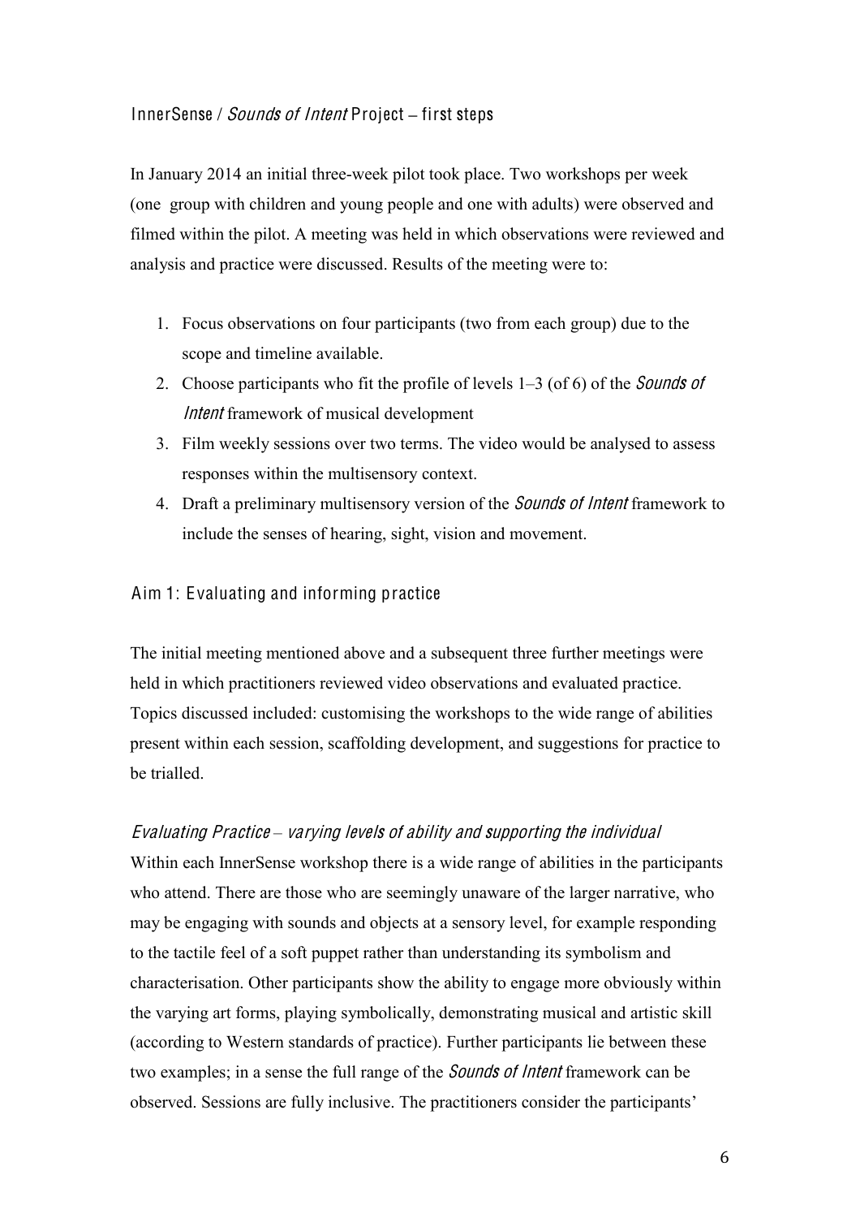## InnerSense / *Sounds of Intent* Project – first steps

In January 2014 an initial three-week pilot took place. Two workshops per week (one group with children and young people and one with adults) were observed and filmed within the pilot. A meeting was held in which observations were reviewed and analysis and practice were discussed. Results of the meeting were to:

1. Focus observations on four participants (two from each group) due to the scope and timeline available.
2. Choose participants who fit the profile of levels 1–3 (of 6) of the *Sounds of Intent* framework of musical development
3. Film weekly sessions over two terms. The video would be analysed to assess responses within the multisensory context.
4. Draft a preliminary multisensory version of the *Sounds of Intent* framework to include the senses of hearing, sight, vision and movement.

## Aim 1: Evaluating and informing practice

The initial meeting mentioned above and a subsequent three further meetings were held in which practitioners reviewed video observations and evaluated practice. Topics discussed included: customising the workshops to the wide range of abilities present within each session, scaffolding development, and suggestions for practice to be trialled.

### *Evaluating Practice – varying levels of ability and supporting the individual*

Within each InnerSense workshop there is a wide range of abilities in the participants who attend. There are those who are seemingly unaware of the larger narrative, who may be engaging with sounds and objects at a sensory level, for example responding to the tactile feel of a soft puppet rather than understanding its symbolism and characterisation. Other participants show the ability to engage more obviously within the varying art forms, playing symbolically, demonstrating musical and artistic skill (according to Western standards of practice). Further participants lie between these two examples; in a sense the full range of the *Sounds of Intent* framework can be observed. Sessions are fully inclusive. The practitioners consider the participants'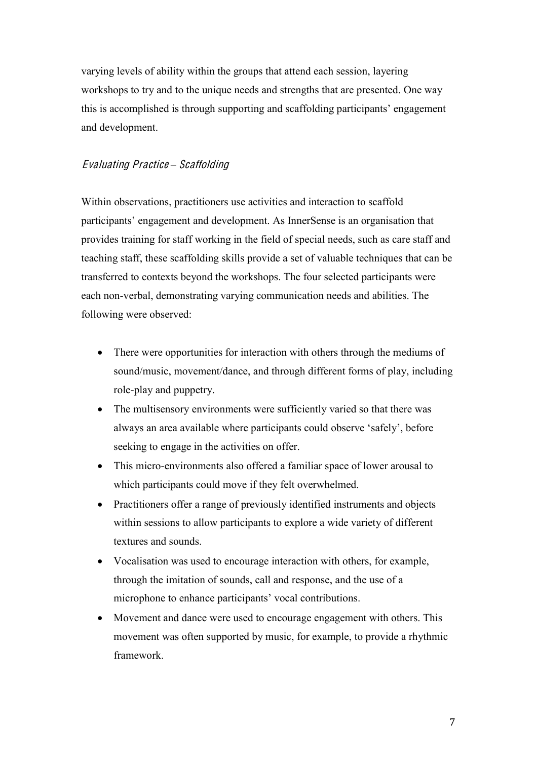varying levels of ability within the groups that attend each session, layering workshops to try and to the unique needs and strengths that are presented. One way this is accomplished is through supporting and scaffolding participants' engagement and development.

### *Evaluating Practice – Scaffolding*

Within observations, practitioners use activities and interaction to scaffold participants' engagement and development. As InnerSense is an organisation that provides training for staff working in the field of special needs, such as care staff and teaching staff, these scaffolding skills provide a set of valuable techniques that can be transferred to contexts beyond the workshops. The four selected participants were each non-verbal, demonstrating varying communication needs and abilities. The following were observed:

- There were opportunities for interaction with others through the mediums of sound/music, movement/dance, and through different forms of play, including role-play and puppetry.
- The multisensory environments were sufficiently varied so that there was always an area available where participants could observe 'safely', before seeking to engage in the activities on offer.
- This micro-environments also offered a familiar space of lower arousal to which participants could move if they felt overwhelmed.
- Practitioners offer a range of previously identified instruments and objects within sessions to allow participants to explore a wide variety of different textures and sounds.
- Vocalisation was used to encourage interaction with others, for example, through the imitation of sounds, call and response, and the use of a microphone to enhance participants' vocal contributions.
- Movement and dance were used to encourage engagement with others. This movement was often supported by music, for example, to provide a rhythmic framework.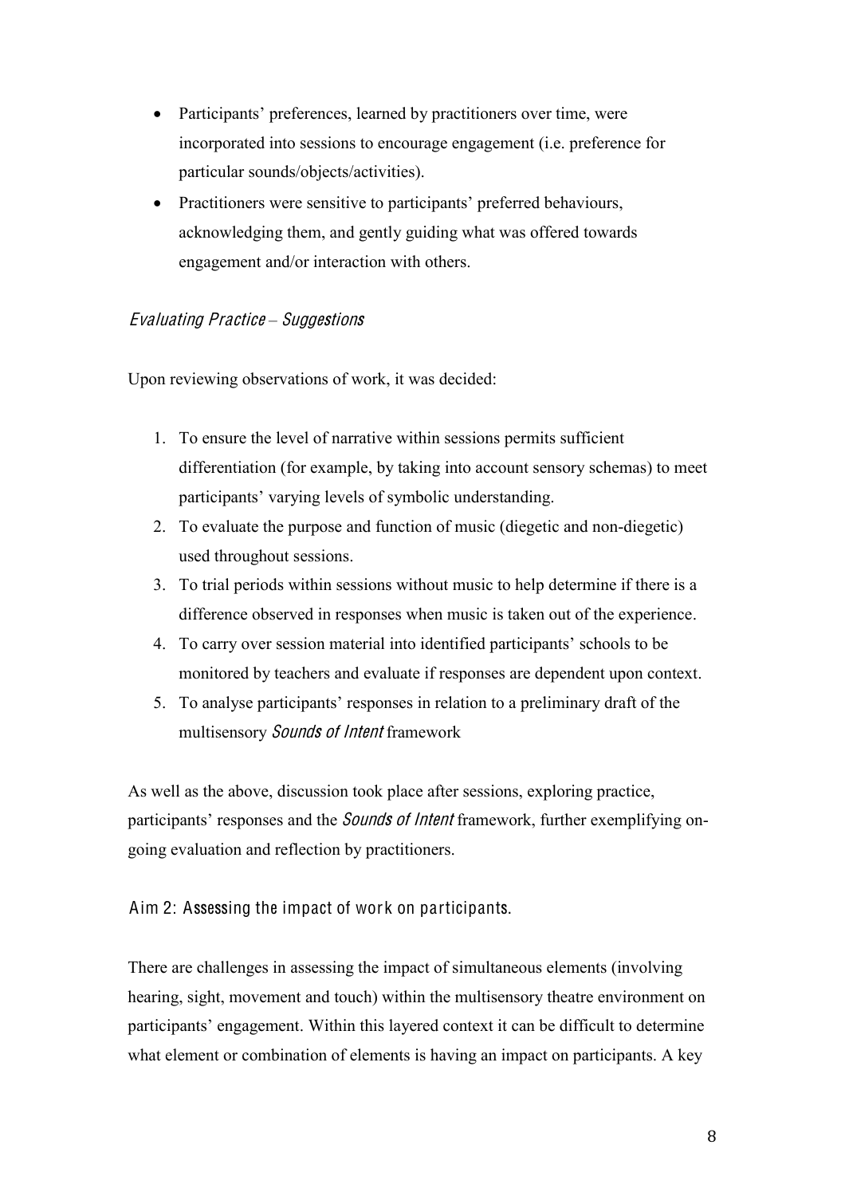- Participants' preferences, learned by practitioners over time, were incorporated into sessions to encourage engagement (i.e. preference for particular sounds/objects/activities).
- Practitioners were sensitive to participants' preferred behaviours, acknowledging them, and gently guiding what was offered towards engagement and/or interaction with others.

### *Evaluating Practice – Suggestions*

Upon reviewing observations of work, it was decided:

1. To ensure the level of narrative within sessions permits sufficient differentiation (for example, by taking into account sensory schemas) to meet participants' varying levels of symbolic understanding.
2. To evaluate the purpose and function of music (diegetic and non-diegetic) used throughout sessions.
3. To trial periods within sessions without music to help determine if there is a difference observed in responses when music is taken out of the experience.
4. To carry over session material into identified participants' schools to be monitored by teachers and evaluate if responses are dependent upon context.
5. To analyse participants' responses in relation to a preliminary draft of the multisensory *Sounds of Intent* framework

As well as the above, discussion took place after sessions, exploring practice, participants' responses and the *Sounds of Intent* framework, further exemplifying on-going evaluation and reflection by practitioners.

### Aim 2: Assessing the impact of work on participants.

There are challenges in assessing the impact of simultaneous elements (involving hearing, sight, movement and touch) within the multisensory theatre environment on participants' engagement. Within this layered context it can be difficult to determine what element or combination of elements is having an impact on participants. A key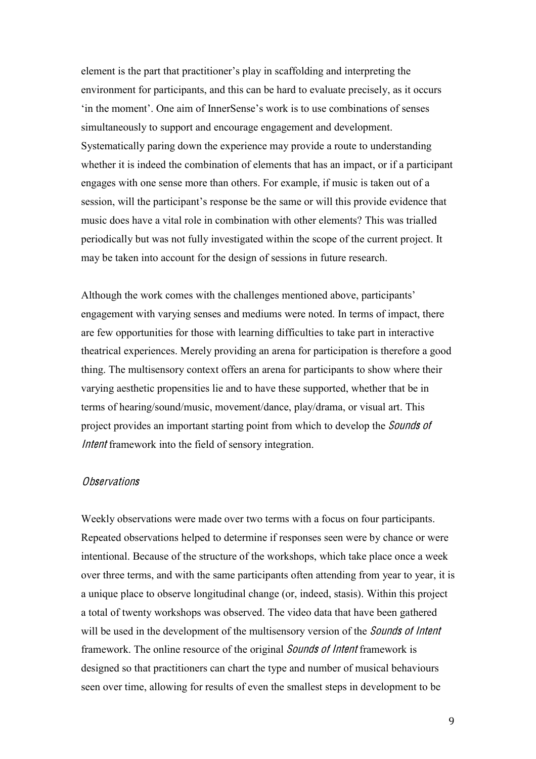element is the part that practitioner's play in scaffolding and interpreting the environment for participants, and this can be hard to evaluate precisely, as it occurs 'in the moment'. One aim of InnerSense's work is to use combinations of senses simultaneously to support and encourage engagement and development. Systematically paring down the experience may provide a route to understanding whether it is indeed the combination of elements that has an impact, or if a participant engages with one sense more than others. For example, if music is taken out of a session, will the participant's response be the same or will this provide evidence that music does have a vital role in combination with other elements? This was trialled periodically but was not fully investigated within the scope of the current project. It may be taken into account for the design of sessions in future research.

Although the work comes with the challenges mentioned above, participants' engagement with varying senses and mediums were noted. In terms of impact, there are few opportunities for those with learning difficulties to take part in interactive theatrical experiences. Merely providing an arena for participation is therefore a good thing. The multisensory context offers an arena for participants to show where their varying aesthetic propensities lie and to have these supported, whether that be in terms of hearing/sound/music, movement/dance, play/drama, or visual art. This project provides an important starting point from which to develop the *Sounds of Intent* framework into the field of sensory integration.

### *Observations*

Weekly observations were made over two terms with a focus on four participants. Repeated observations helped to determine if responses seen were by chance or were intentional. Because of the structure of the workshops, which take place once a week over three terms, and with the same participants often attending from year to year, it is a unique place to observe longitudinal change (or, indeed, stasis). Within this project a total of twenty workshops was observed. The video data that have been gathered will be used in the development of the multisensory version of the *Sounds of Intent* framework. The online resource of the original *Sounds of Intent* framework is designed so that practitioners can chart the type and number of musical behaviours seen over time, allowing for results of even the smallest steps in development to be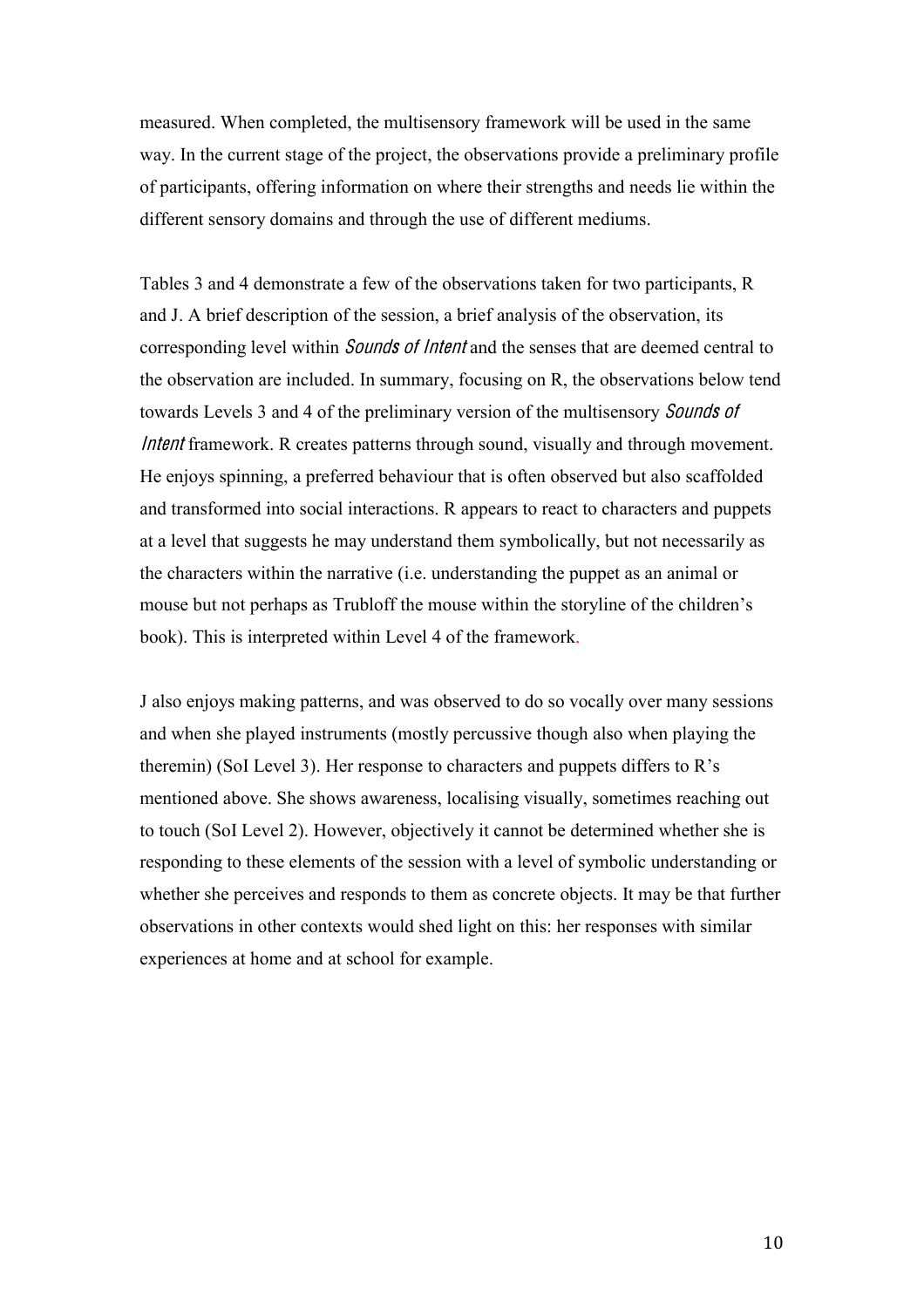measured. When completed, the multisensory framework will be used in the same way. In the current stage of the project, the observations provide a preliminary profile of participants, offering information on where their strengths and needs lie within the different sensory domains and through the use of different mediums.

Tables 3 and 4 demonstrate a few of the observations taken for two participants, R and J. A brief description of the session, a brief analysis of the observation, its corresponding level within *Sounds of Intent* and the senses that are deemed central to the observation are included. In summary, focusing on R, the observations below tend towards Levels 3 and 4 of the preliminary version of the multisensory *Sounds of Intent* framework. R creates patterns through sound, visually and through movement. He enjoys spinning, a preferred behaviour that is often observed but also scaffolded and transformed into social interactions. R appears to react to characters and puppets at a level that suggests he may understand them symbolically, but not necessarily as the characters within the narrative (i.e. understanding the puppet as an animal or mouse but not perhaps as Trubloff the mouse within the storyline of the children's book). This is interpreted within Level 4 of the framework.

J also enjoys making patterns, and was observed to do so vocally over many sessions and when she played instruments (mostly percussive though also when playing the theremin) (SoI Level 3). Her response to characters and puppets differs to R's mentioned above. She shows awareness, localising visually, sometimes reaching out to touch (SoI Level 2). However, objectively it cannot be determined whether she is responding to these elements of the session with a level of symbolic understanding or whether she perceives and responds to them as concrete objects. It may be that further observations in other contexts would shed light on this: her responses with similar experiences at home and at school for example.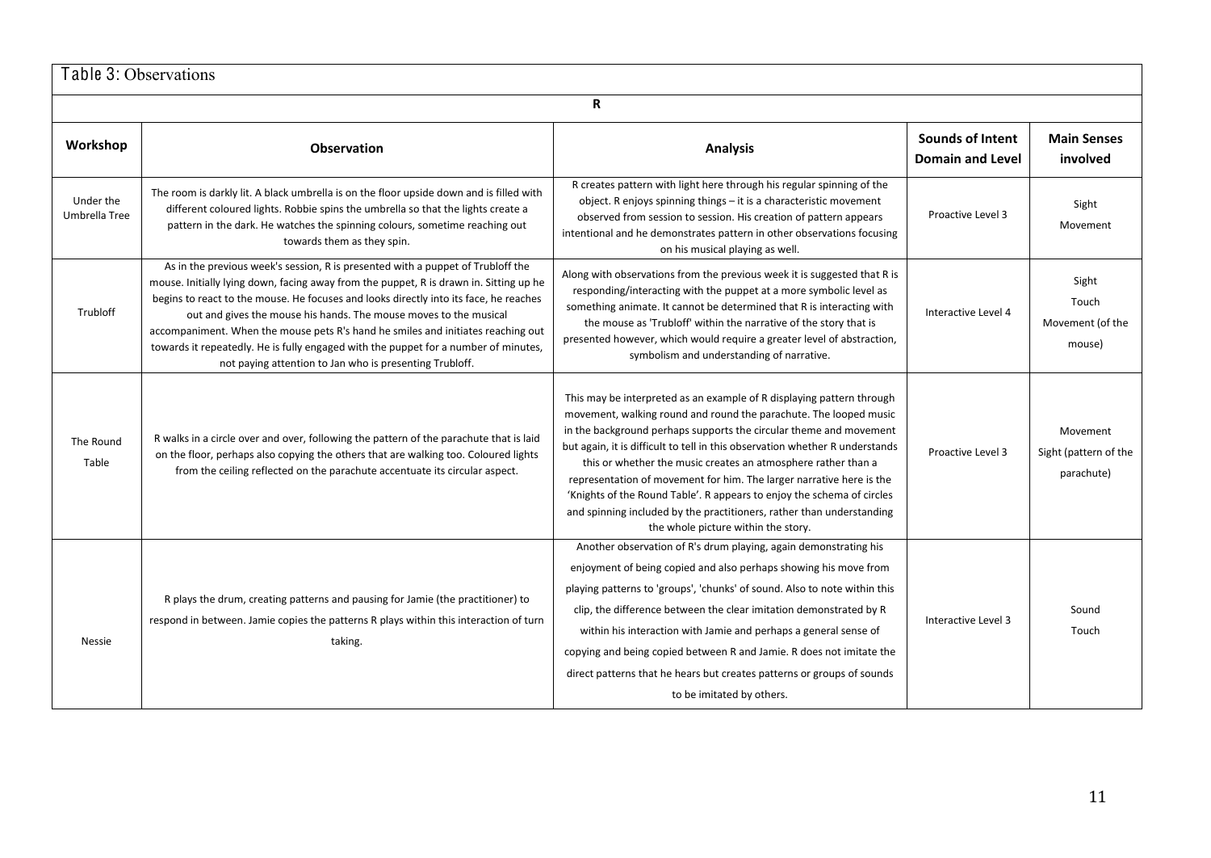Table 3: Observations

| R | | | | |
|---|---|---|---|---|
| **Workshop** | **Observation** | **Analysis** | **Sounds of Intent Domain and Level** | **Main Senses involved** |
| Under the Umbrella Tree | The room is darkly lit. A black umbrella is on the floor upside down and is filled with different coloured lights. Robbie spins the umbrella so that the lights create a pattern in the dark. He watches the spinning colours, sometime reaching out towards them as they spin. | R creates pattern with light here through his regular spinning of the object. R enjoys spinning things – it is a characteristic movement observed from session to session. His creation of pattern appears intentional and he demonstrates pattern in other observations focusing on his musical playing as well. | Proactive Level 3 | Sight<br>Movement |
| Trubloff | As in the previous week's session, R is presented with a puppet of Trubloff the mouse. Initially lying down, facing away from the puppet, R is drawn in. Sitting up he begins to react to the mouse. He focuses and looks directly into its face, he reaches out and gives the mouse his hands. The mouse moves to the musical accompaniment. When the mouse pets R's hand he smiles and initiates reaching out towards it repeatedly. He is fully engaged with the puppet for a number of minutes, not paying attention to Jan who is presenting Trubloff. | Along with observations from the previous week it is suggested that R is responding/interacting with the puppet at a more symbolic level as something animate. It cannot be determined that R is interacting with the mouse as 'Trubloff' within the narrative of the story that is presented however, which would require a greater level of abstraction, symbolism and understanding of narrative. | Interactive Level 4 | Sight<br>Touch<br>Movement (of the mouse) |
| The Round Table | R walks in a circle over and over, following the pattern of the parachute that is laid on the floor, perhaps also copying the others that are walking too. Coloured lights from the ceiling reflected on the parachute accentuate its circular aspect. | This may be interpreted as an example of R displaying pattern through movement, walking round and round the parachute. The looped music in the background perhaps supports the circular theme and movement but again, it is difficult to tell in this observation whether R understands this or whether the music creates an atmosphere rather than a representation of movement for him. The larger narrative here is the 'Knights of the Round Table'. R appears to enjoy the schema of circles and spinning included by the practitioners, rather than understanding the whole picture within the story. | Proactive Level 3 | Movement<br>Sight (pattern of the parachute) |
| Nessie | R plays the drum, creating patterns and pausing for Jamie (the practitioner) to respond in between. Jamie copies the patterns R plays within this interaction of turn taking. | Another observation of R's drum playing, again demonstrating his enjoyment of being copied and also perhaps showing his move from playing patterns to 'groups', 'chunks' of sound. Also to note within this clip, the difference between the clear imitation demonstrated by R within his interaction with Jamie and perhaps a general sense of copying and being copied between R and Jamie. R does not imitate the direct patterns that he hears but creates patterns or groups of sounds to be imitated by others. | Interactive Level 3 | Sound<br>Touch |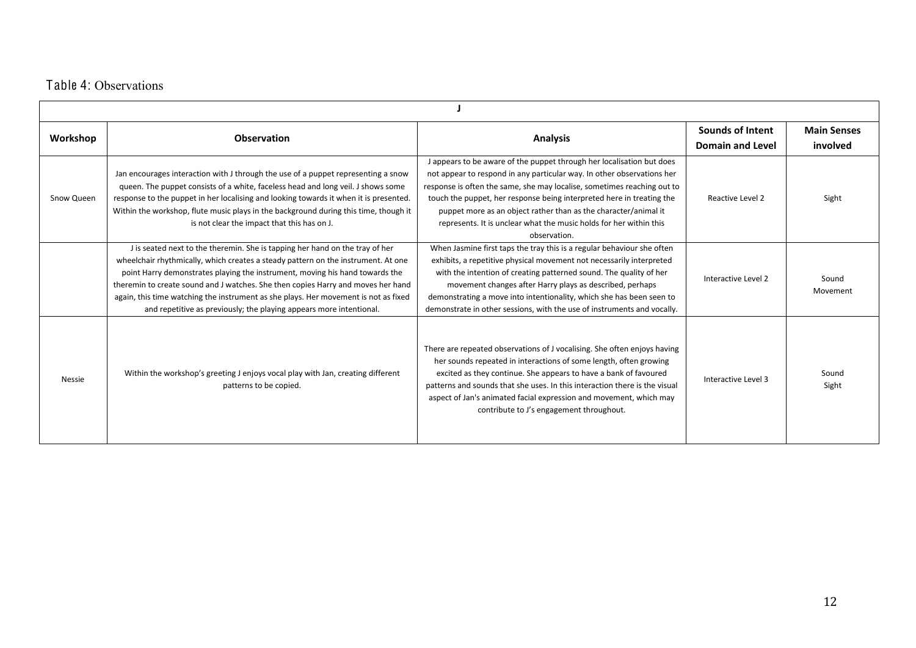Table 4: Observations

| J | | | | |
|---|---|---|---|---|
| **Workshop** | **Observation** | **Analysis** | **Sounds of Intent Domain and Level** | **Main Senses involved** |
| Snow Queen | Jan encourages interaction with J through the use of a puppet representing a snow queen. The puppet consists of a white, faceless head and long veil. J shows some response to the puppet in her localising and looking towards it when it is presented. Within the workshop, flute music plays in the background during this time, though it is not clear the impact that this has on J. | J appears to be aware of the puppet through her localisation but does not appear to respond in any particular way. In other observations her response is often the same, she may localise, sometimes reaching out to touch the puppet, her response being interpreted here in treating the puppet more as an object rather than as the character/animal it represents. It is unclear what the music holds for her within this observation. | Reactive Level 2 | Sight |
| | J is seated next to the theremin. She is tapping her hand on the tray of her wheelchair rhythmically, which creates a steady pattern on the instrument. At one point Harry demonstrates playing the instrument, moving his hand towards the theremin to create sound and J watches. She then copies Harry and moves her hand again, this time watching the instrument as she plays. Her movement is not as fixed and repetitive as previously; the playing appears more intentional. | When Jasmine first taps the tray this is a regular behaviour she often exhibits, a repetitive physical movement not necessarily interpreted with the intention of creating patterned sound. The quality of her movement changes after Harry plays as described, perhaps demonstrating a move into intentionality, which she has been seen to demonstrate in other sessions, with the use of instruments and vocally. | Interactive Level 2 | Sound Movement |
| Nessie | Within the workshop's greeting J enjoys vocal play with Jan, creating different patterns to be copied. | There are repeated observations of J vocalising. She often enjoys having her sounds repeated in interactions of some length, often growing excited as they continue. She appears to have a bank of favoured patterns and sounds that she uses. In this interaction there is the visual aspect of Jan's animated facial expression and movement, which may contribute to J's engagement throughout. | Interactive Level 3 | Sound Sight |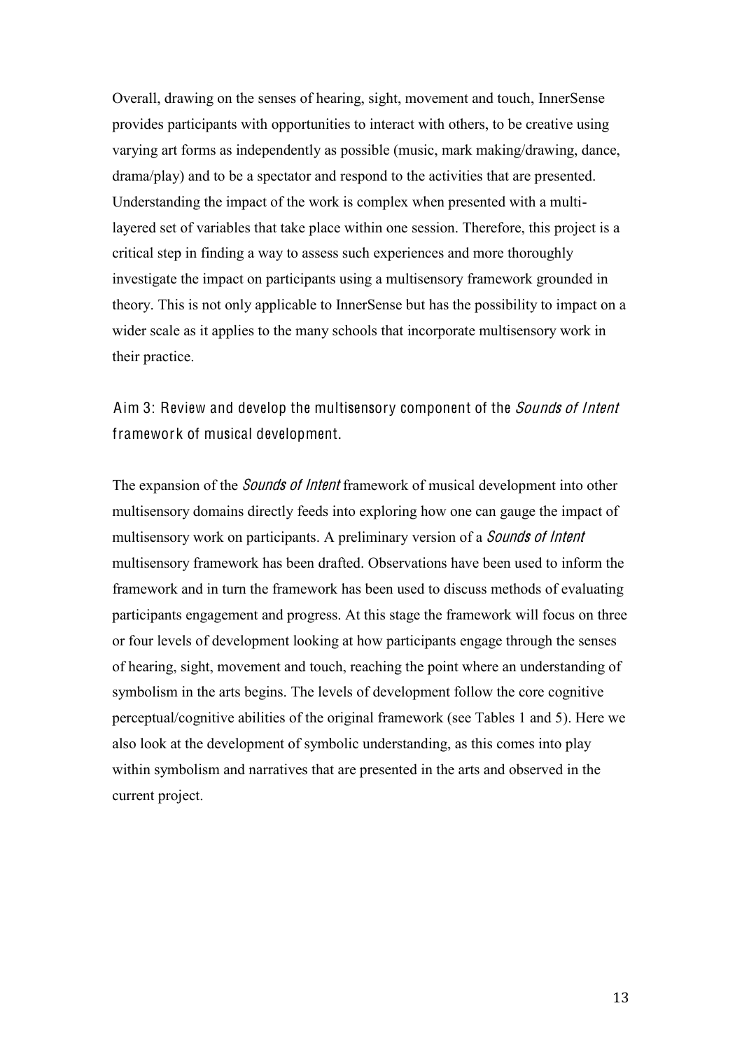Overall, drawing on the senses of hearing, sight, movement and touch, InnerSense provides participants with opportunities to interact with others, to be creative using varying art forms as independently as possible (music, mark making/drawing, dance, drama/play) and to be a spectator and respond to the activities that are presented. Understanding the impact of the work is complex when presented with a multi-layered set of variables that take place within one session. Therefore, this project is a critical step in finding a way to assess such experiences and more thoroughly investigate the impact on participants using a multisensory framework grounded in theory. This is not only applicable to InnerSense but has the possibility to impact on a wider scale as it applies to the many schools that incorporate multisensory work in their practice.

### Aim 3: Review and develop the multisensory component of the *Sounds of Intent* framework of musical development.

The expansion of the *Sounds of Intent* framework of musical development into other multisensory domains directly feeds into exploring how one can gauge the impact of multisensory work on participants. A preliminary version of a *Sounds of Intent* multisensory framework has been drafted. Observations have been used to inform the framework and in turn the framework has been used to discuss methods of evaluating participants engagement and progress. At this stage the framework will focus on three or four levels of development looking at how participants engage through the senses of hearing, sight, movement and touch, reaching the point where an understanding of symbolism in the arts begins. The levels of development follow the core cognitive perceptual/cognitive abilities of the original framework (see Tables 1 and 5). Here we also look at the development of symbolic understanding, as this comes into play within symbolism and narratives that are presented in the arts and observed in the current project.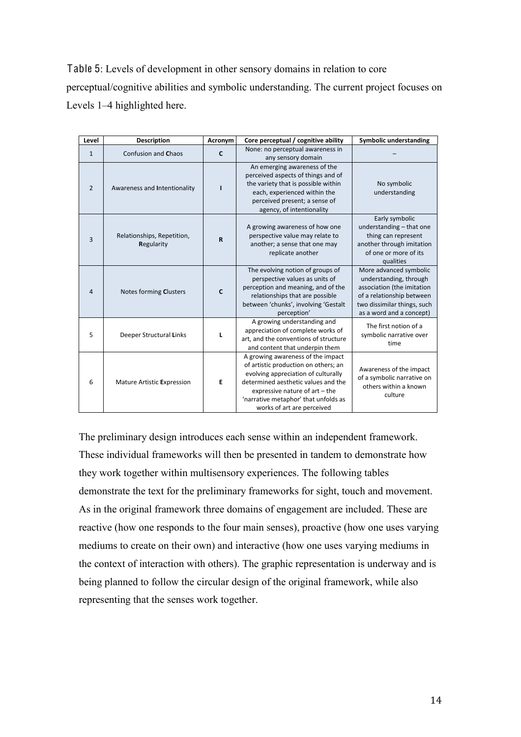**Table 5**: Levels of development in other sensory domains in relation to core perceptual/cognitive abilities and symbolic understanding. The current project focuses on Levels 1–4 highlighted here.

| Level | Description | Acronym | Core perceptual / cognitive ability | Symbolic understanding |
|---|---|---|---|---|
| 1 | Confusion and **C**haos | **C** | None: no perceptual awareness in any sensory domain | – |
| 2 | Awareness and **I**ntentionality | **I** | An emerging awareness of the perceived aspects of things and of the variety that is possible within each, experienced within the perceived present; a sense of agency, of intentionality | No symbolic understanding |
| 3 | Relationships, Repetition, **R**egularity | **R** | A growing awareness of how one perspective value may relate to another; a sense that one may replicate another | Early symbolic understanding – that one thing can represent another through imitation of one or more of its qualities |
| 4 | Notes forming **C**lusters | **C** | The evolving notion of groups of perspective values as units of perception and meaning, and of the relationships that are possible between 'chunks', involving 'Gestalt perception' | More advanced symbolic understanding, through association (the imitation of a relationship between two dissimilar things, such as a word and a concept) |
| 5 | Deeper Structural **L**inks | **L** | A growing understanding and appreciation of complete works of art, and the conventions of structure and content that underpin them | The first notion of a symbolic narrative over time |
| 6 | Mature Artistic **E**xpression | **E** | A growing awareness of the impact of artistic production on others; an evolving appreciation of culturally determined aesthetic values and the expressive nature of art – the 'narrative metaphor' that unfolds as works of art are perceived | Awareness of the impact of a symbolic narrative on others within a known culture |

The preliminary design introduces each sense within an independent framework. These individual frameworks will then be presented in tandem to demonstrate how they work together within multisensory experiences. The following tables demonstrate the text for the preliminary frameworks for sight, touch and movement. As in the original framework three domains of engagement are included. These are reactive (how one responds to the four main senses), proactive (how one uses varying mediums to create on their own) and interactive (how one uses varying mediums in the context of interaction with others). The graphic representation is underway and is being planned to follow the circular design of the original framework, while also representing that the senses work together.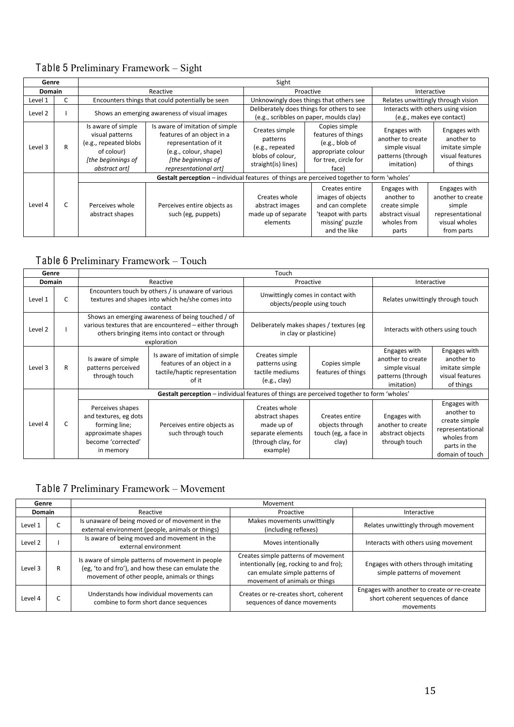## Table 5 Preliminary Framework – Sight

| Genre | | Sight | | | | | |
|---|---|---|---|---|---|---|---|
| **Domain** | | Reactive | | Proactive | | Interactive | |
| Level 1 | C | Encounters things that could potentially be seen | | Unknowingly does things that others see | | Relates unwittingly through vision | |
| Level 2 | I | Shows an emerging awareness of visual images | | Deliberately does things for others to see (e.g., scribbles on paper, moulds clay) | | Interacts with others using vision (e.g., makes eye contact) | |
| Level 3 | R | Is aware of simple visual patterns (e.g., repeated blobs of colour) *[the beginnings of abstract art]* | Is aware of imitation of simple features of an object in a representation of it (e.g., colour, shape) *[the beginnings of representational art]* | Creates simple patterns (e.g., repeated blobs of colour, straight(is) lines) | Copies simple features of things (e.g., blob of appropriate colour for tree, circle for face) | Engages with another to create simple visual patterns (through imitation) | Engages with another to imitate simple visual features of things |
| Level 4 | C | **Gestalt perception** – individual features of things are perceived together to form 'wholes' | | | | | |
| | | Perceives whole abstract shapes | Perceives entire objects as such (eg, puppets) | Creates whole abstract images made up of separate elements | Creates entire images of objects and can complete 'teapot with parts missing' puzzle and the like | Engages with another to create simple abstract visual wholes from parts | Engages with another to create simple representational visual wholes from parts |

## Table 6 Preliminary Framework – Touch

| Genre | | Touch | | | | | |
|---|---|---|---|---|---|---|---|
| **Domain** | | Reactive | | Proactive | | Interactive | |
| Level 1 | C | Encounters touch by others / is unaware of various textures and shapes into which he/she comes into contact | | Unwittingly comes in contact with objects/people using touch | | Relates unwittingly through touch | |
| Level 2 | I | Shows an emerging awareness of being touched / of various textures that are encountered – either through others bringing items into contact or through exploration | | Deliberately makes shapes / textures (eg in clay or plasticine) | | Interacts with others using touch | |
| Level 3 | R | Is aware of simple patterns perceived through touch | Is aware of imitation of simple features of an object in a tactile/haptic representation of it | Creates simple patterns using tactile mediums (e.g., clay) | Copies simple features of things | Engages with another to create simple visual patterns (through imitation) | Engages with another to imitate simple visual features of things |
| Level 4 | C | **Gestalt perception** – individual features of things are perceived together to form 'wholes' | | | | | |
| | | Perceives shapes and textures, eg dots forming line; approximate shapes become 'corrected' in memory | Perceives entire objects as such through touch | Creates whole abstract shapes made up of separate elements (through clay, for example) | Creates entire objects through touch (eg, a face in clay) | Engages with another to create abstract objects through touch | Engages with another to create simple representational wholes from parts in the domain of touch |

## Table 7 Preliminary Framework – Movement

| Genre | | Movement | | |
|---|---|---|---|---|
| **Domain** | | Reactive | Proactive | Interactive |
| Level 1 | C | Is unaware of being moved or of movement in the external environment (people, animals or things) | Makes movements unwittingly (including reflexes) | Relates unwittingly through movement |
| Level 2 | I | Is aware of being moved and movement in the external environment | Moves intentionally | Interacts with others using movement |
| Level 3 | R | Is aware of simple patterns of movement in people (eg, 'to and fro'), and how these can emulate the movement of other people, animals or things | Creates simple patterns of movement intentionally (eg, rocking to and fro); can emulate simple patterns of movement of animals or things | Engages with others through imitating simple patterns of movement |
| Level 4 | C | Understands how individual movements can combine to form short dance sequences | Creates or re-creates short, coherent sequences of dance movements | Engages with another to create or re-create short coherent sequences of dance movements |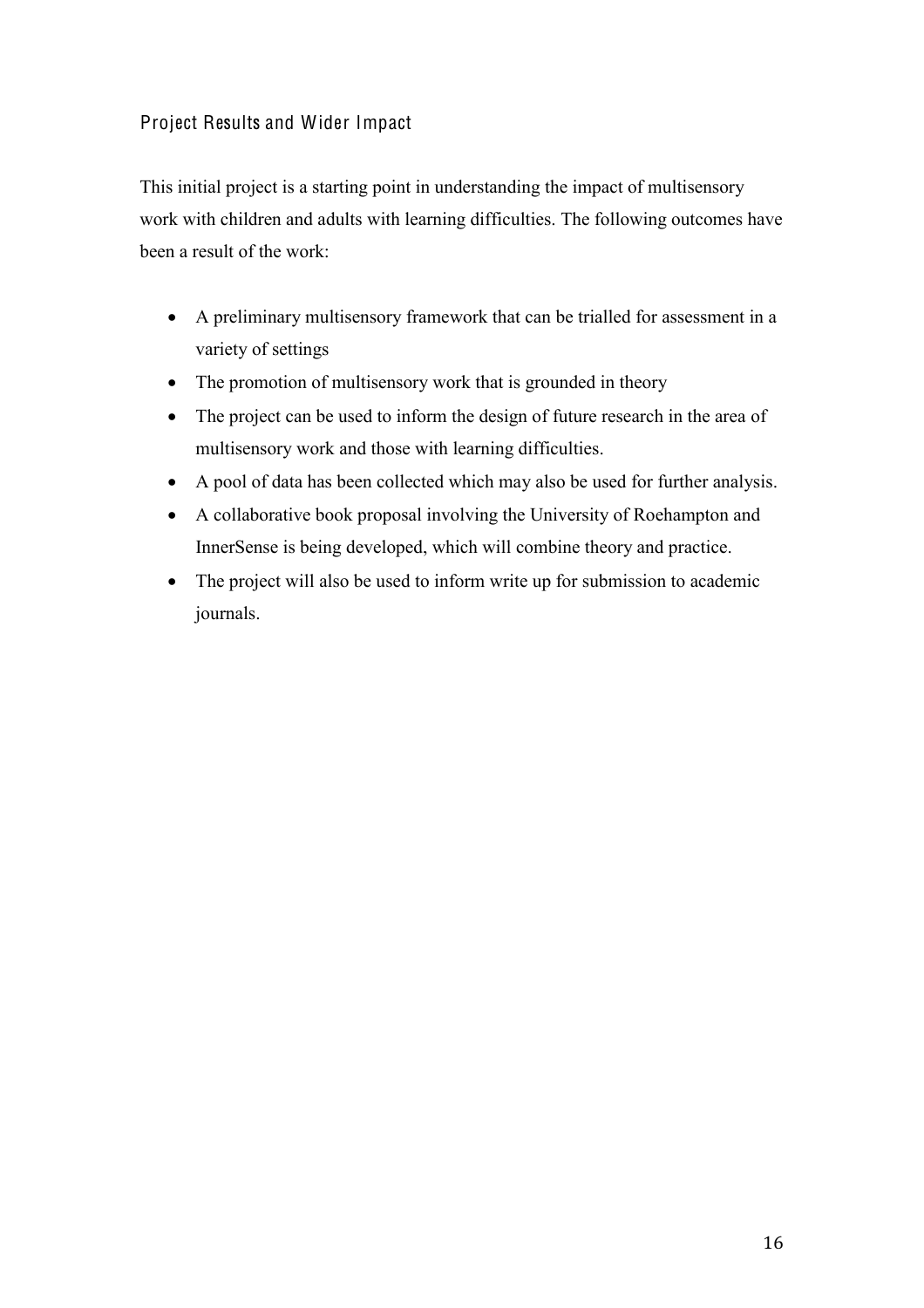## Project Results and Wider Impact

This initial project is a starting point in understanding the impact of multisensory work with children and adults with learning difficulties. The following outcomes have been a result of the work:

- A preliminary multisensory framework that can be trialled for assessment in a variety of settings
- The promotion of multisensory work that is grounded in theory
- The project can be used to inform the design of future research in the area of multisensory work and those with learning difficulties.
- A pool of data has been collected which may also be used for further analysis.
- A collaborative book proposal involving the University of Roehampton and InnerSense is being developed, which will combine theory and practice.
- The project will also be used to inform write up for submission to academic journals.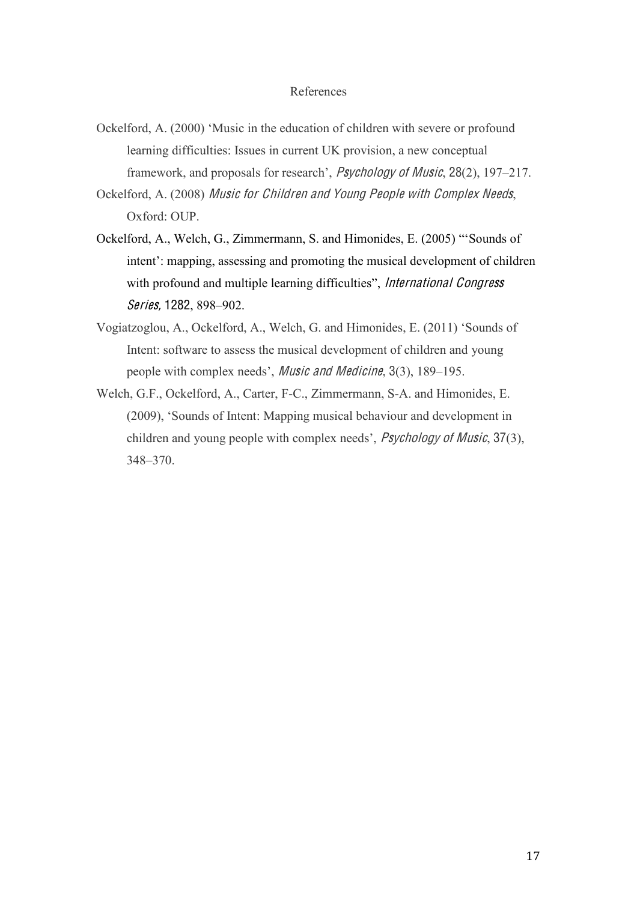# References

Ockelford, A. (2000) 'Music in the education of children with severe or profound learning difficulties: Issues in current UK provision, a new conceptual framework, and proposals for research', *Psychology of Music*, 28(2), 197–217.

Ockelford, A. (2008) *Music for Children and Young People with Complex Needs*, Oxford: OUP.

Ockelford, A., Welch, G., Zimmermann, S. and Himonides, E. (2005) "'Sounds of intent': mapping, assessing and promoting the musical development of children with profound and multiple learning difficulties", *International Congress Series*, 1282, 898–902.

Vogiatzoglou, A., Ockelford, A., Welch, G. and Himonides, E. (2011) 'Sounds of Intent: software to assess the musical development of children and young people with complex needs', *Music and Medicine*, 3(3), 189–195.

Welch, G.F., Ockelford, A., Carter, F-C., Zimmermann, S-A. and Himonides, E. (2009), 'Sounds of Intent: Mapping musical behaviour and development in children and young people with complex needs', *Psychology of Music*, 37(3), 348–370.